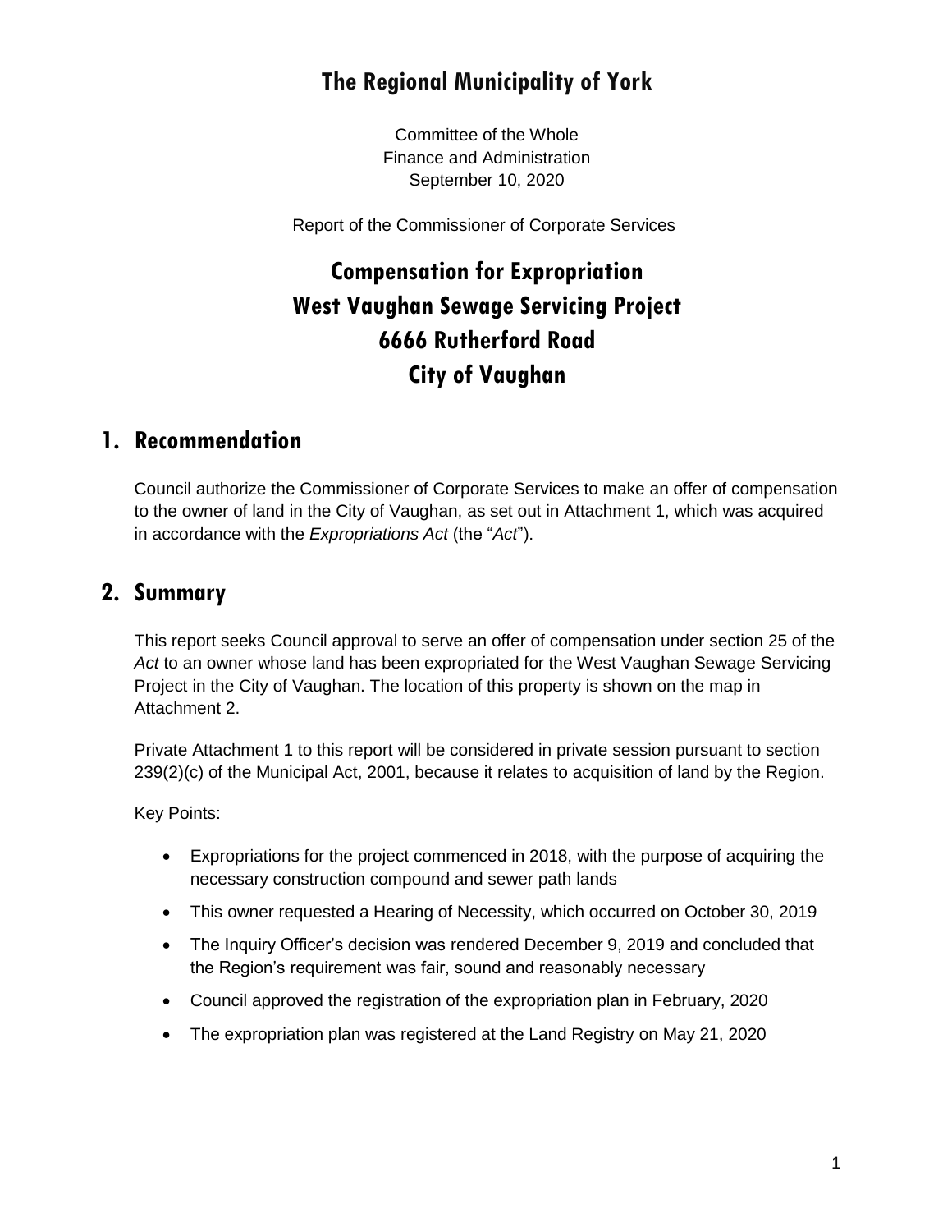# The Regional Municipality of York

Committee of the Whole
Finance and Administration
September 10, 2020

Report of the Commissioner of Corporate Services

# Compensation for Expropriation West Vaughan Sewage Servicing Project 6666 Rutherford Road City of Vaughan

## 1. Recommendation

Council authorize the Commissioner of Corporate Services to make an offer of compensation to the owner of land in the City of Vaughan, as set out in Attachment 1, which was acquired in accordance with the *Expropriations Act* (the "*Act*").

## 2. Summary

This report seeks Council approval to serve an offer of compensation under section 25 of the *Act* to an owner whose land has been expropriated for the West Vaughan Sewage Servicing Project in the City of Vaughan. The location of this property is shown on the map in Attachment 2.

Private Attachment 1 to this report will be considered in private session pursuant to section 239(2)(c) of the Municipal Act, 2001, because it relates to acquisition of land by the Region.

Key Points:

- Expropriations for the project commenced in 2018, with the purpose of acquiring the necessary construction compound and sewer path lands
- This owner requested a Hearing of Necessity, which occurred on October 30, 2019
- The Inquiry Officer's decision was rendered December 9, 2019 and concluded that the Region's requirement was fair, sound and reasonably necessary
- Council approved the registration of the expropriation plan in February, 2020
- The expropriation plan was registered at the Land Registry on May 21, 2020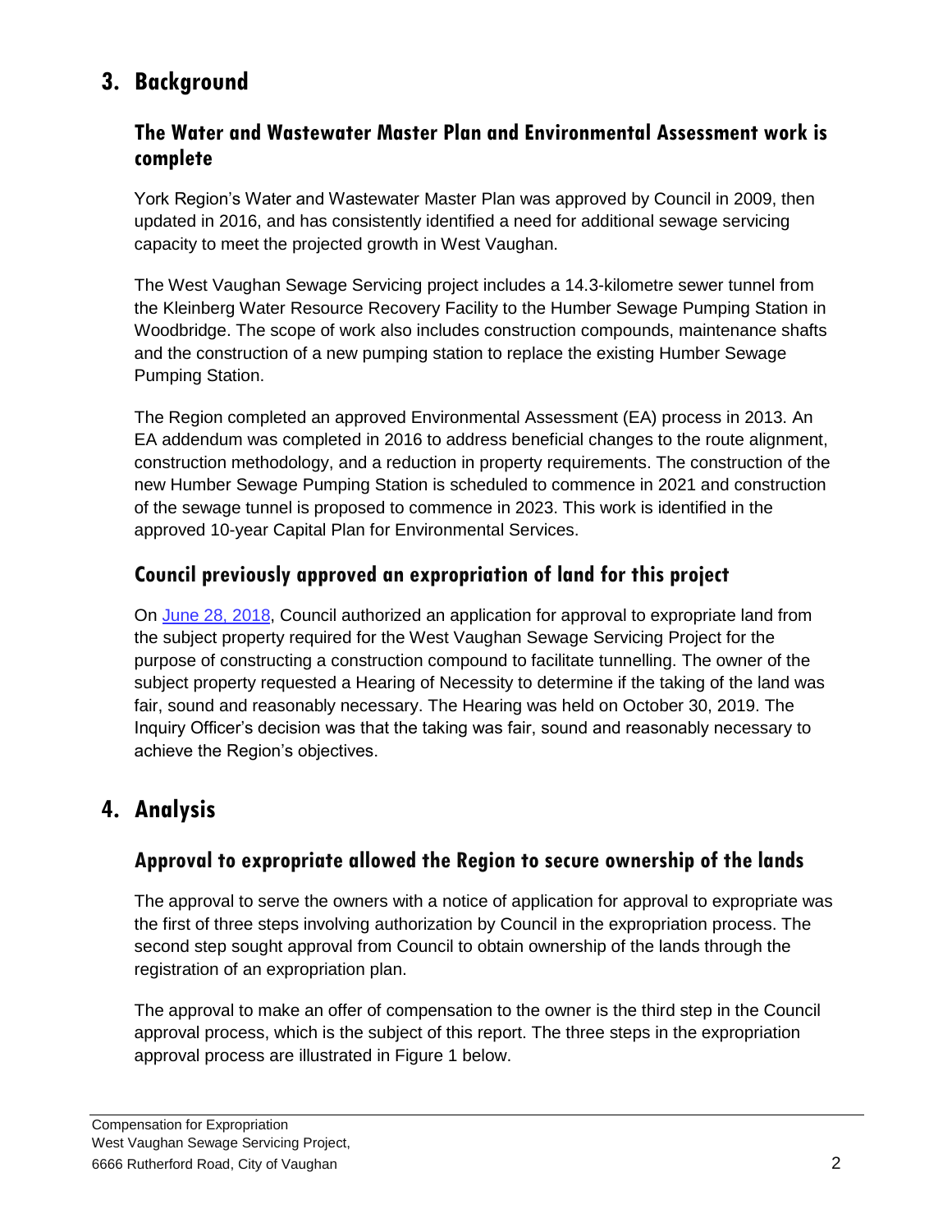# 3. Background

## The Water and Wastewater Master Plan and Environmental Assessment work is complete

York Region's Water and Wastewater Master Plan was approved by Council in 2009, then updated in 2016, and has consistently identified a need for additional sewage servicing capacity to meet the projected growth in West Vaughan.

The West Vaughan Sewage Servicing project includes a 14.3-kilometre sewer tunnel from the Kleinberg Water Resource Recovery Facility to the Humber Sewage Pumping Station in Woodbridge. The scope of work also includes construction compounds, maintenance shafts and the construction of a new pumping station to replace the existing Humber Sewage Pumping Station.

The Region completed an approved Environmental Assessment (EA) process in 2013. An EA addendum was completed in 2016 to address beneficial changes to the route alignment, construction methodology, and a reduction in property requirements. The construction of the new Humber Sewage Pumping Station is scheduled to commence in 2021 and construction of the sewage tunnel is proposed to commence in 2023. This work is identified in the approved 10-year Capital Plan for Environmental Services.

## Council previously approved an expropriation of land for this project

On June 28, 2018, Council authorized an application for approval to expropriate land from the subject property required for the West Vaughan Sewage Servicing Project for the purpose of constructing a construction compound to facilitate tunnelling. The owner of the subject property requested a Hearing of Necessity to determine if the taking of the land was fair, sound and reasonably necessary. The Hearing was held on October 30, 2019. The Inquiry Officer's decision was that the taking was fair, sound and reasonably necessary to achieve the Region's objectives.

# 4. Analysis

## Approval to expropriate allowed the Region to secure ownership of the lands

The approval to serve the owners with a notice of application for approval to expropriate was the first of three steps involving authorization by Council in the expropriation process. The second step sought approval from Council to obtain ownership of the lands through the registration of an expropriation plan.

The approval to make an offer of compensation to the owner is the third step in the Council approval process, which is the subject of this report. The three steps in the expropriation approval process are illustrated in Figure 1 below.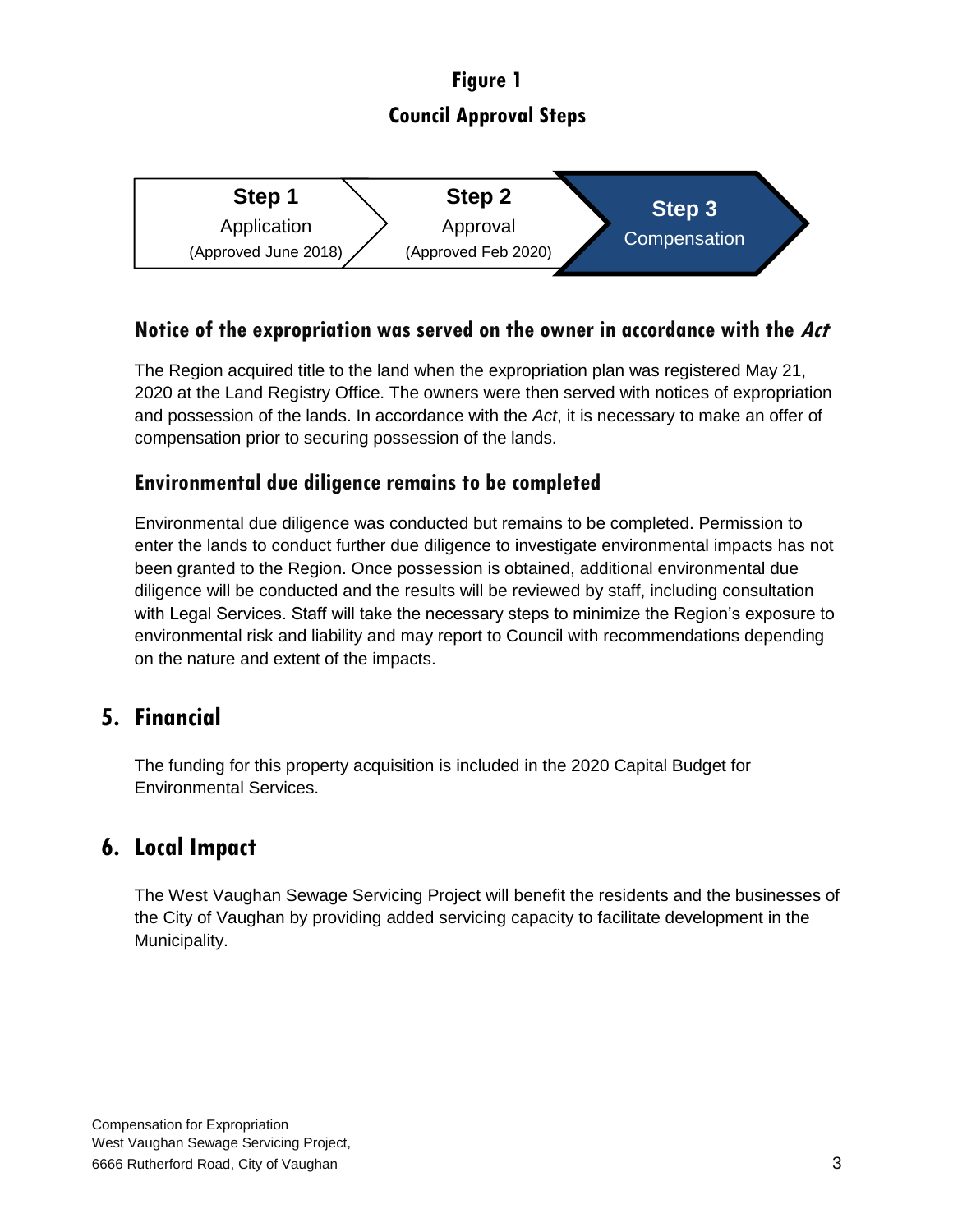**Figure 1**

**Council Approval Steps**

| Step 1 | Step 2 | Step 3 |
|---|---|---|
| Application | Approval | Compensation |
| (Approved June 2018) | (Approved Feb 2020) | |

### Notice of the expropriation was served on the owner in accordance with the *Act*

The Region acquired title to the land when the expropriation plan was registered May 21, 2020 at the Land Registry Office. The owners were then served with notices of expropriation and possession of the lands. In accordance with the *Act*, it is necessary to make an offer of compensation prior to securing possession of the lands.

### Environmental due diligence remains to be completed

Environmental due diligence was conducted but remains to be completed. Permission to enter the lands to conduct further due diligence to investigate environmental impacts has not been granted to the Region. Once possession is obtained, additional environmental due diligence will be conducted and the results will be reviewed by staff, including consultation with Legal Services. Staff will take the necessary steps to minimize the Region's exposure to environmental risk and liability and may report to Council with recommendations depending on the nature and extent of the impacts.

## 5. Financial

The funding for this property acquisition is included in the 2020 Capital Budget for Environmental Services.

## 6. Local Impact

The West Vaughan Sewage Servicing Project will benefit the residents and the businesses of the City of Vaughan by providing added servicing capacity to facilitate development in the Municipality.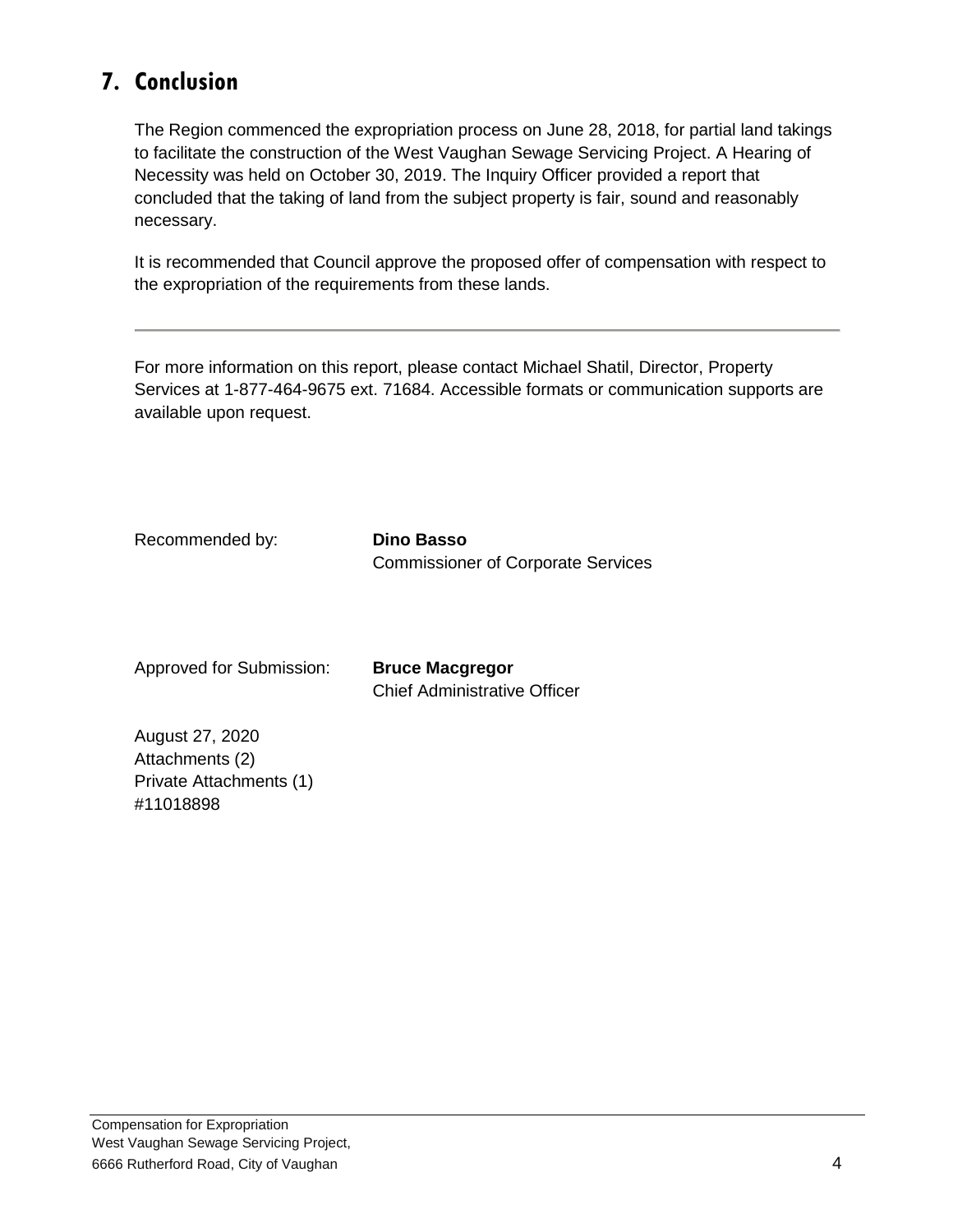## 7. Conclusion

The Region commenced the expropriation process on June 28, 2018, for partial land takings to facilitate the construction of the West Vaughan Sewage Servicing Project. A Hearing of Necessity was held on October 30, 2019. The Inquiry Officer provided a report that concluded that the taking of land from the subject property is fair, sound and reasonably necessary.

It is recommended that Council approve the proposed offer of compensation with respect to the expropriation of the requirements from these lands.

---

For more information on this report, please contact Michael Shatil, Director, Property Services at 1-877-464-9675 ext. 71684. Accessible formats or communication supports are available upon request.

Recommended by: **Dino Basso**
Commissioner of Corporate Services

Approved for Submission: **Bruce Macgregor**
Chief Administrative Officer

August 27, 2020
Attachments (2)
Private Attachments (1)
#11018898